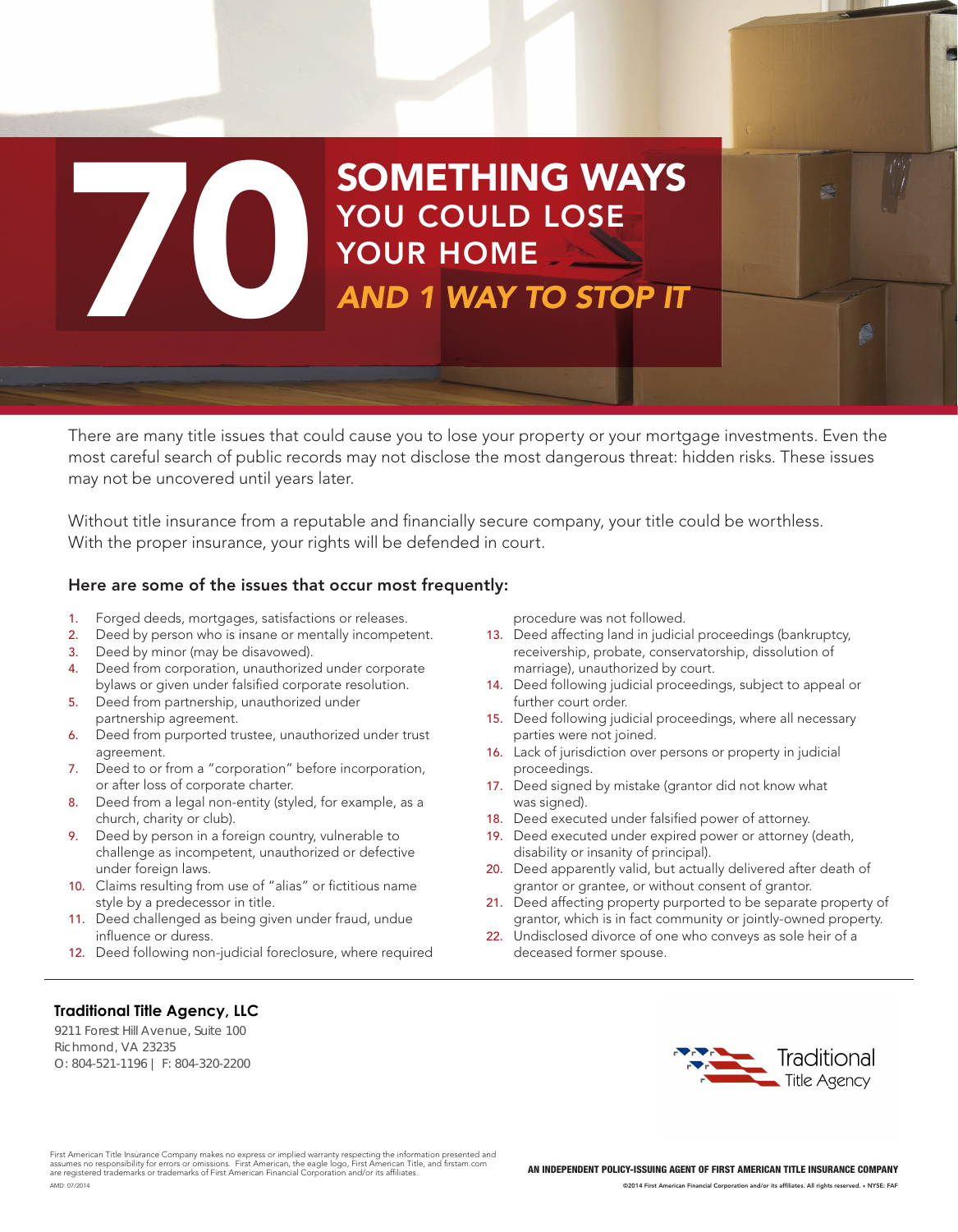# 70 SOMETHING WAYS YOU COULD LOSE YOUR HOME *AND 1 WAY TO STOP IT*

There are many title issues that could cause you to lose your property or your mortgage investments. Even the most careful search of public records may not disclose the most dangerous threat: hidden risks. These issues may not be uncovered until years later.

Without title insurance from a reputable and financially secure company, your title could be worthless. With the proper insurance, your rights will be defended in court.

### Here are some of the issues that occur most frequently:

1. Forged deeds, mortgages, satisfactions or releases.
2. Deed by person who is insane or mentally incompetent.
3. Deed by minor (may be disavowed).
4. Deed from corporation, unauthorized under corporate bylaws or given under falsified corporate resolution.
5. Deed from partnership, unauthorized under partnership agreement.
6. Deed from purported trustee, unauthorized under trust agreement.
7. Deed to or from a "corporation" before incorporation, or after loss of corporate charter.
8. Deed from a legal non-entity (styled, for example, as a church, charity or club).
9. Deed by person in a foreign country, vulnerable to challenge as incompetent, unauthorized or defective under foreign laws.
10. Claims resulting from use of "alias" or fictitious name style by a predecessor in title.
11. Deed challenged as being given under fraud, undue influence or duress.
12. Deed following non-judicial foreclosure, where required procedure was not followed.
13. Deed affecting land in judicial proceedings (bankruptcy, receivership, probate, conservatorship, dissolution of marriage), unauthorized by court.
14. Deed following judicial proceedings, subject to appeal or further court order.
15. Deed following judicial proceedings, where all necessary parties were not joined.
16. Lack of jurisdiction over persons or property in judicial proceedings.
17. Deed signed by mistake (grantor did not know what was signed).
18. Deed executed under falsified power of attorney.
19. Deed executed under expired power or attorney (death, disability or insanity of principal).
20. Deed apparently valid, but actually delivered after death of grantor or grantee, or without consent of grantor.
21. Deed affecting property purported to be separate property of grantor, which is in fact community or jointly-owned property.
22. Undisclosed divorce of one who conveys as sole heir of a deceased former spouse.

---

**Traditional Title Agency, LLC**
9211 Forest Hill Avenue, Suite 100
Richmond, VA 23235
O: 804-521-1196 | F: 804-320-2200

Traditional Title Agency

First American Title Insurance Company makes no express or implied warranty respecting the information presented and assumes no responsibility for errors or omissions. First American, the eagle logo, First American Title, and firstam.com are registered trademarks or trademarks of First American Financial Corporation and/or its affiliates.

AMD: 07/2014

AN INDEPENDENT POLICY-ISSUING AGENT OF FIRST AMERICAN TITLE INSURANCE COMPANY

©2014 First American Financial Corporation and/or its affiliates. All rights reserved. • NYSE: FAF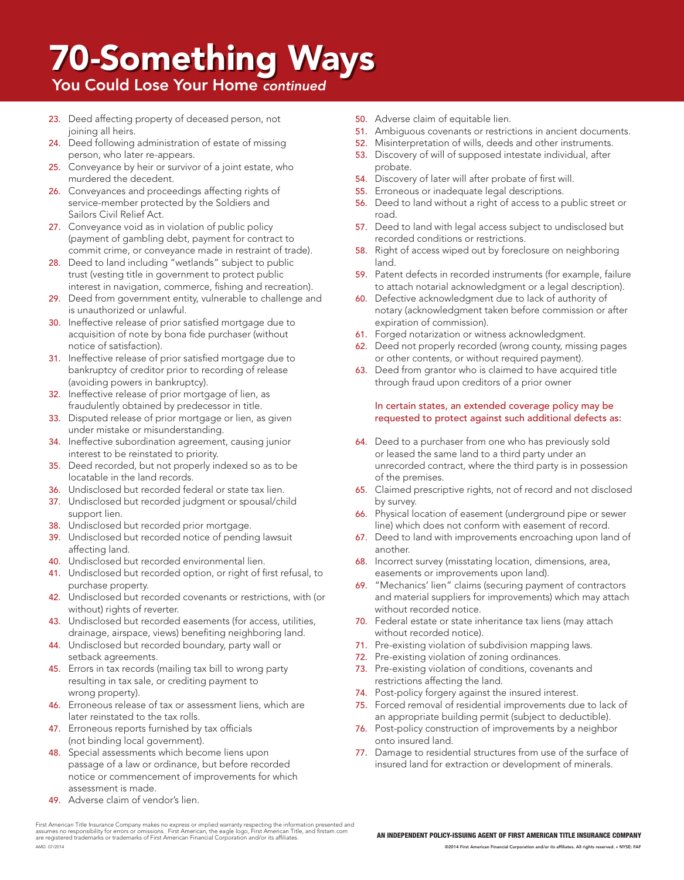# 70-Something Ways

## You Could Lose Your Home *continued*

23. Deed affecting property of deceased person, not joining all heirs.
24. Deed following administration of estate of missing person, who later re-appears.
25. Conveyance by heir or survivor of a joint estate, who murdered the decedent.
26. Conveyances and proceedings affecting rights of service-member protected by the Soldiers and Sailors Civil Relief Act.
27. Conveyance void as in violation of public policy (payment of gambling debt, payment for contract to commit crime, or conveyance made in restraint of trade).
28. Deed to land including "wetlands" subject to public trust (vesting title in government to protect public interest in navigation, commerce, fishing and recreation).
29. Deed from government entity, vulnerable to challenge and is unauthorized or unlawful.
30. Ineffective release of prior satisfied mortgage due to acquisition of note by bona fide purchaser (without notice of satisfaction).
31. Ineffective release of prior satisfied mortgage due to bankruptcy of creditor prior to recording of release (avoiding powers in bankruptcy).
32. Ineffective release of prior mortgage of lien, as fraudulently obtained by predecessor in title.
33. Disputed release of prior mortgage or lien, as given under mistake or misunderstanding.
34. Ineffective subordination agreement, causing junior interest to be reinstated to priority.
35. Deed recorded, but not properly indexed so as to be locatable in the land records.
36. Undisclosed but recorded federal or state tax lien.
37. Undisclosed but recorded judgment or spousal/child support lien.
38. Undisclosed but recorded prior mortgage.
39. Undisclosed but recorded notice of pending lawsuit affecting land.
40. Undisclosed but recorded environmental lien.
41. Undisclosed but recorded option, or right of first refusal, to purchase property.
42. Undisclosed but recorded covenants or restrictions, with (or without) rights of reverter.
43. Undisclosed but recorded easements (for access, utilities, drainage, airspace, views) benefiting neighboring land.
44. Undisclosed but recorded boundary, party wall or setback agreements.
45. Errors in tax records (mailing tax bill to wrong party resulting in tax sale, or crediting payment to wrong property).
46. Erroneous release of tax or assessment liens, which are later reinstated to the tax rolls.
47. Erroneous reports furnished by tax officials (not binding local government).
48. Special assessments which become liens upon passage of a law or ordinance, but before recorded notice or commencement of improvements for which assessment is made.
49. Adverse claim of vendor's lien.
50. Adverse claim of equitable lien.
51. Ambiguous covenants or restrictions in ancient documents.
52. Misinterpretation of wills, deeds and other instruments.
53. Discovery of will of supposed intestate individual, after probate.
54. Discovery of later will after probate of first will.
55. Erroneous or inadequate legal descriptions.
56. Deed to land without a right of access to a public street or road.
57. Deed to land with legal access subject to undisclosed but recorded conditions or restrictions.
58. Right of access wiped out by foreclosure on neighboring land.
59. Patent defects in recorded instruments (for example, failure to attach notarial acknowledgment or a legal description).
60. Defective acknowledgment due to lack of authority of notary (acknowledgment taken before commission or after expiration of commission).
61. Forged notarization or witness acknowledgment.
62. Deed not properly recorded (wrong county, missing pages or other contents, or without required payment).
63. Deed from grantor who is claimed to have acquired title through fraud upon creditors of a prior owner

In certain states, an extended coverage policy may be requested to protect against such additional defects as:

64. Deed to a purchaser from one who has previously sold or leased the same land to a third party under an unrecorded contract, where the third party is in possession of the premises.
65. Claimed prescriptive rights, not of record and not disclosed by survey.
66. Physical location of easement (underground pipe or sewer line) which does not conform with easement of record.
67. Deed to land with improvements encroaching upon land of another.
68. Incorrect survey (misstating location, dimensions, area, easements or improvements upon land).
69. "Mechanics' lien" claims (securing payment of contractors and material suppliers for improvements) which may attach without recorded notice.
70. Federal estate or state inheritance tax liens (may attach without recorded notice).
71. Pre-existing violation of subdivision mapping laws.
72. Pre-existing violation of zoning ordinances.
73. Pre-existing violation of conditions, covenants and restrictions affecting the land.
74. Post-policy forgery against the insured interest.
75. Forced removal of residential improvements due to lack of an appropriate building permit (subject to deductible).
76. Post-policy construction of improvements by a neighbor onto insured land.
77. Damage to residential structures from use of the surface of insured land for extraction or development of minerals.

First American Title Insurance Company makes no express or implied warranty respecting the information presented and assumes no responsibility for errors or omissions. First American, the eagle logo, First American Title, and firstam.com are registered trademarks or trademarks of First American Financial Corporation and/or its affiliates.

AMD: 07/2014

AN INDEPENDENT POLICY-ISSUING AGENT OF FIRST AMERICAN TITLE INSURANCE COMPANY

©2014 First American Financial Corporation and/or its affiliates. All rights reserved. • NYSE: FAF